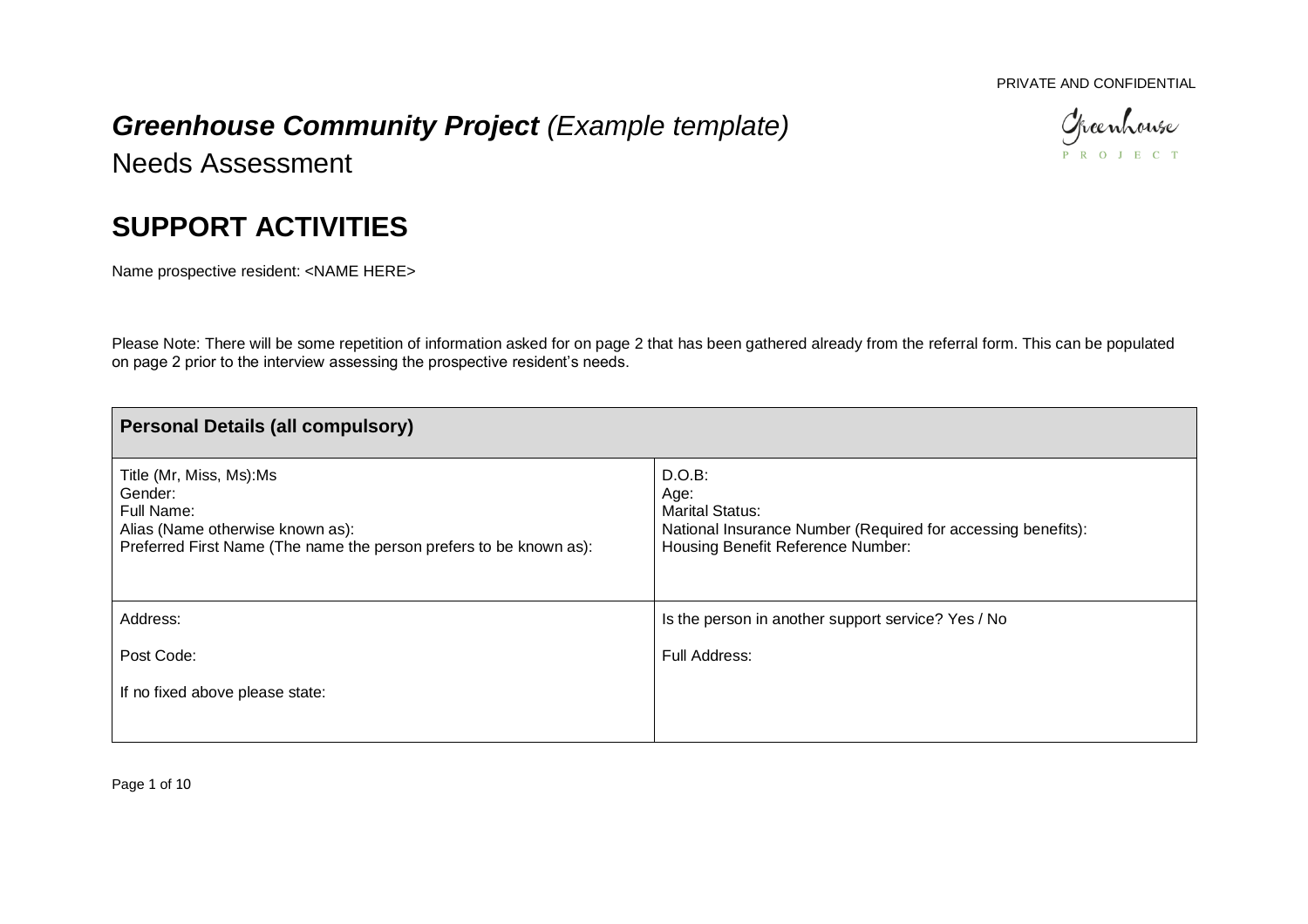PRIVATE AND CONFIDENTIAL

# ***Greenhouse Community Project*** *(Example template)*

Needs Assessment

## SUPPORT ACTIVITIES

Name prospective resident: <NAME HERE>

Please Note: There will be some repetition of information asked for on page 2 that has been gathered already from the referral form. This can be populated on page 2 prior to the interview assessing the prospective resident's needs.

| **Personal Details (all compulsory)** | |
|---|---|
| Title (Mr, Miss, Ms):Ms<br>Gender:<br>Full Name:<br>Alias (Name otherwise known as):<br>Preferred First Name (The name the person prefers to be known as): | D.O.B:<br>Age:<br>Marital Status:<br>National Insurance Number (Required for accessing benefits):<br>Housing Benefit Reference Number: |
| Address:<br><br>Post Code:<br><br>If no fixed above please state: | Is the person in another support service? Yes / No<br><br>Full Address: |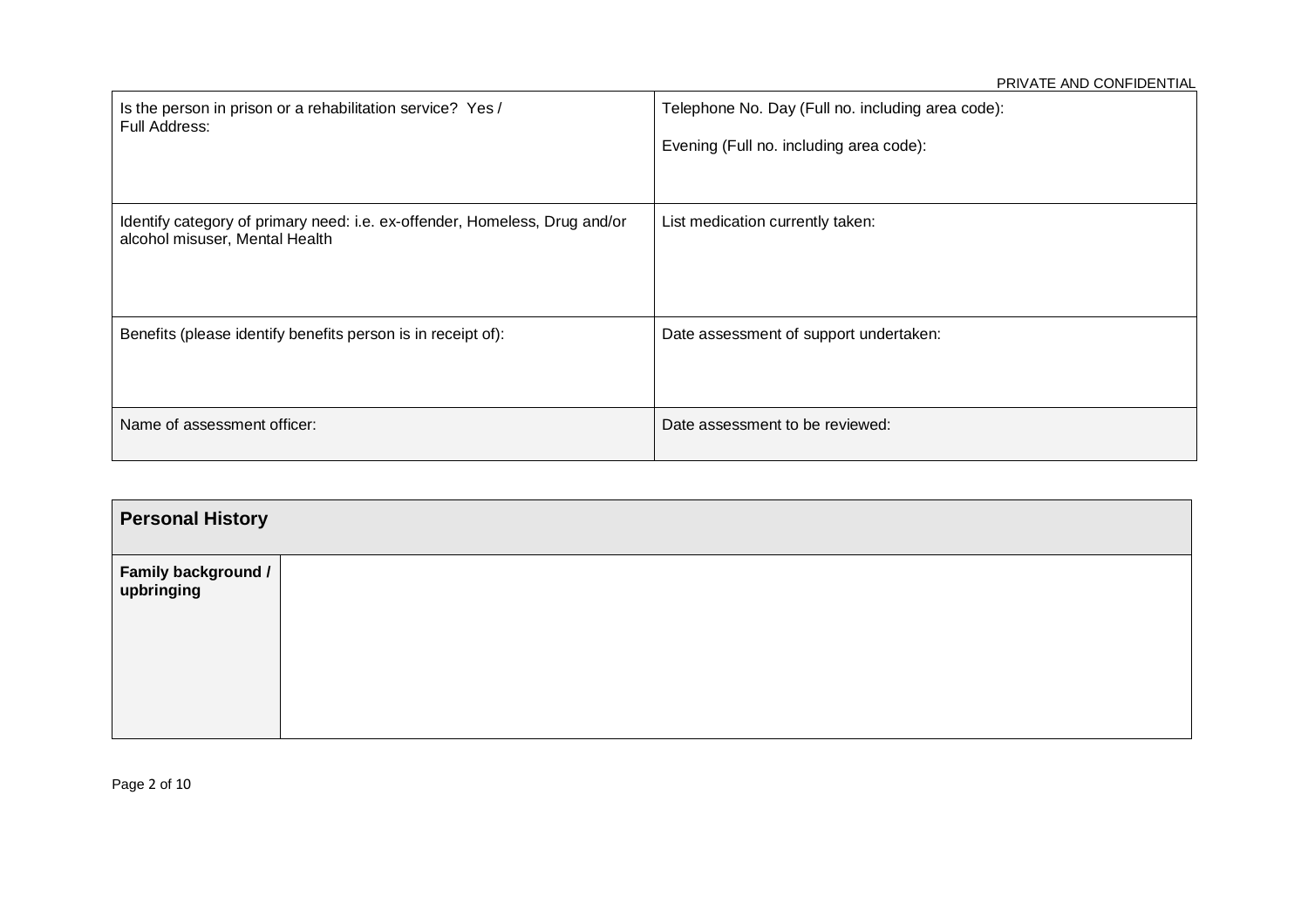| | |
|---|---|
| Is the person in prison or a rehabilitation service? Yes / <br>Full Address: | Telephone No. Day (Full no. including area code): <br><br>Evening (Full no. including area code): |
| Identify category of primary need: i.e. ex-offender, Homeless, Drug and/or alcohol misuser, Mental Health | List medication currently taken: |
| Benefits (please identify benefits person is in receipt of): | Date assessment of support undertaken: |
| Name of assessment officer: | Date assessment to be reviewed: |

| **Personal History** | |
|---|---|
| **Family background / upbringing** | |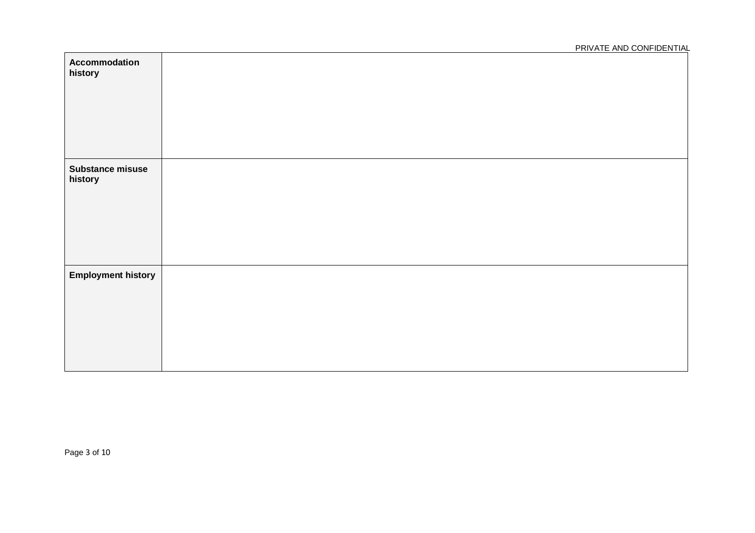| | |
|---|---|
| **Accommodation history** | |
| **Substance misuse history** | |
| **Employment history** | |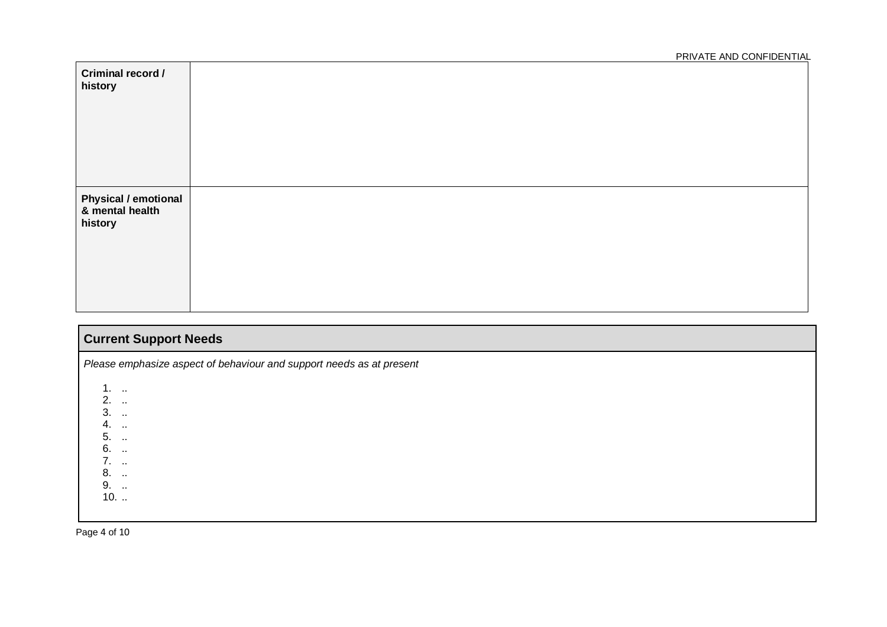| Criminal record / history | |
|---|---|
| **Physical / emotional & mental health history** | |

## Current Support Needs

*Please emphasize aspect of behaviour and support needs as at present*

1. ..
2. ..
3. ..
4. ..
5. ..
6. ..
7. ..
8. ..
9. ..
10. ..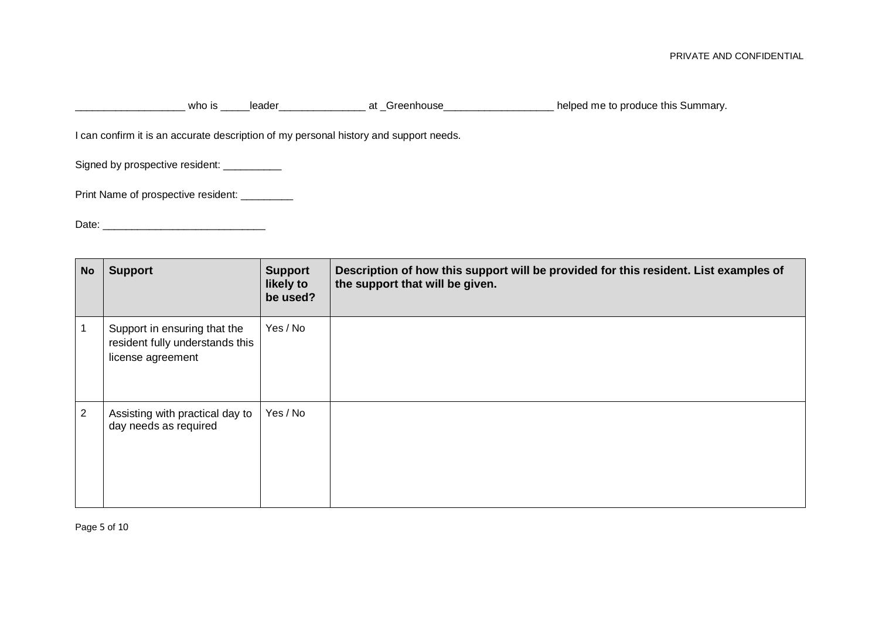___________________ who is _____leader_______________ at _Greenhouse___________________ helped me to produce this Summary.

I can confirm it is an accurate description of my personal history and support needs.

Signed by prospective resident: __________

Print Name of prospective resident: _________

Date: ____________________________

| No | Support | Support likely to be used? | Description of how this support will be provided for this resident. List examples of the support that will be given. |
|---|---|---|---|
| 1 | Support in ensuring that the resident fully understands this license agreement | Yes / No | |
| 2 | Assisting with practical day to day needs as required | Yes / No | |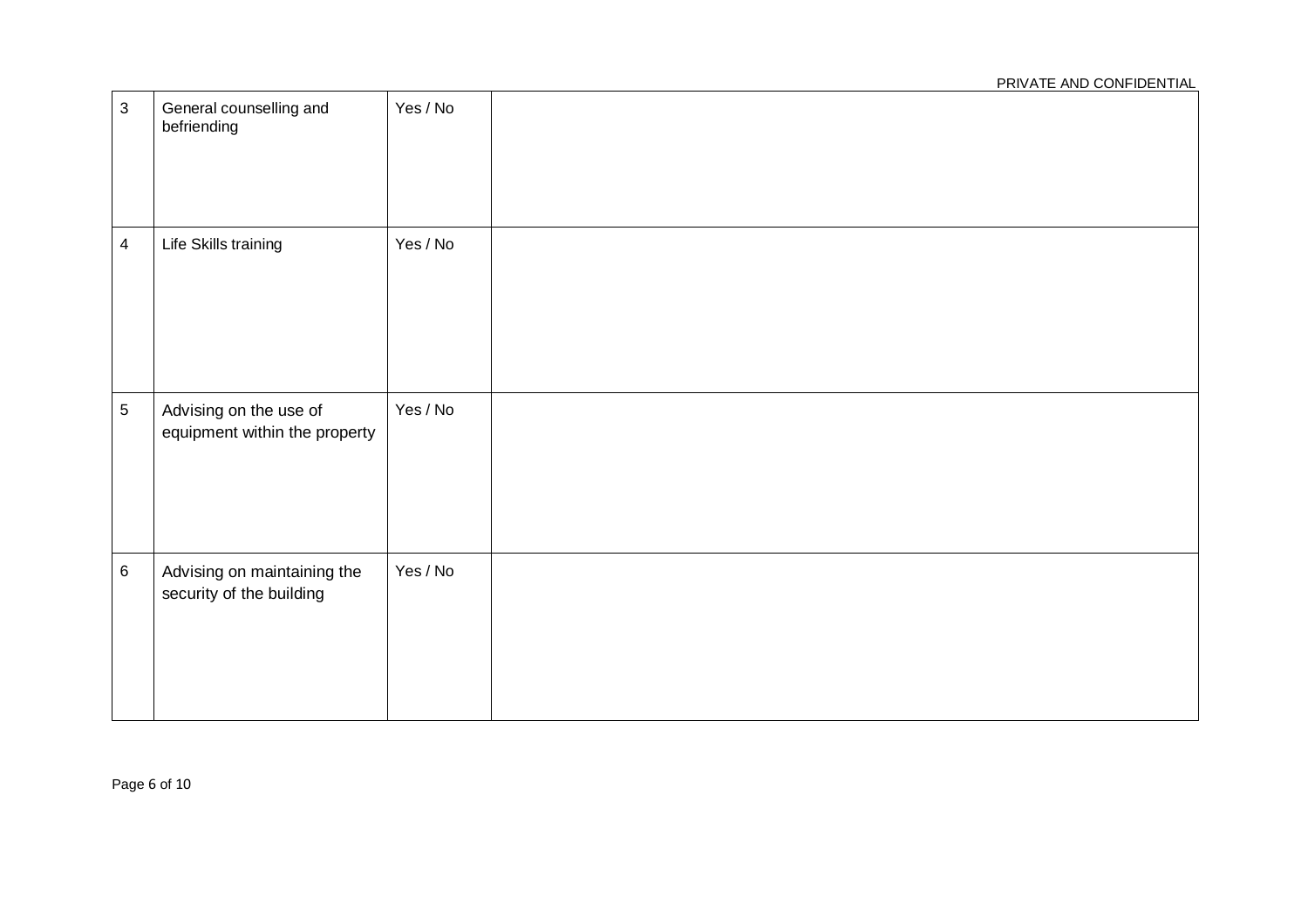| | | | |
|---|---|---|---|
| 3 | General counselling and befriending | Yes / No | |
| 4 | Life Skills training | Yes / No | |
| 5 | Advising on the use of equipment within the property | Yes / No | |
| 6 | Advising on maintaining the security of the building | Yes / No | |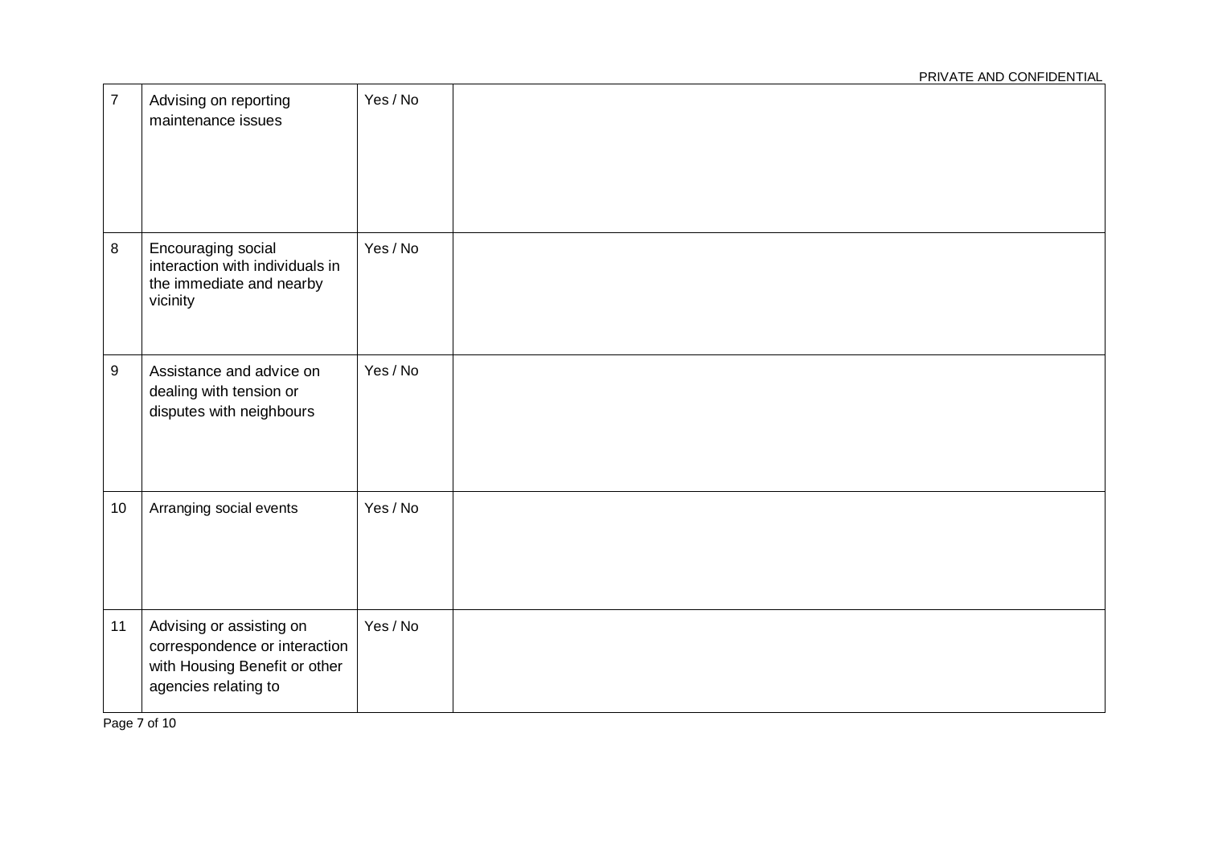| | | | |
|---|---|---|---|
| 7 | Advising on reporting maintenance issues | Yes / No | |
| 8 | Encouraging social interaction with individuals in the immediate and nearby vicinity | Yes / No | |
| 9 | Assistance and advice on dealing with tension or disputes with neighbours | Yes / No | |
| 10 | Arranging social events | Yes / No | |
| 11 | Advising or assisting on correspondence or interaction with Housing Benefit or other agencies relating to | Yes / No | |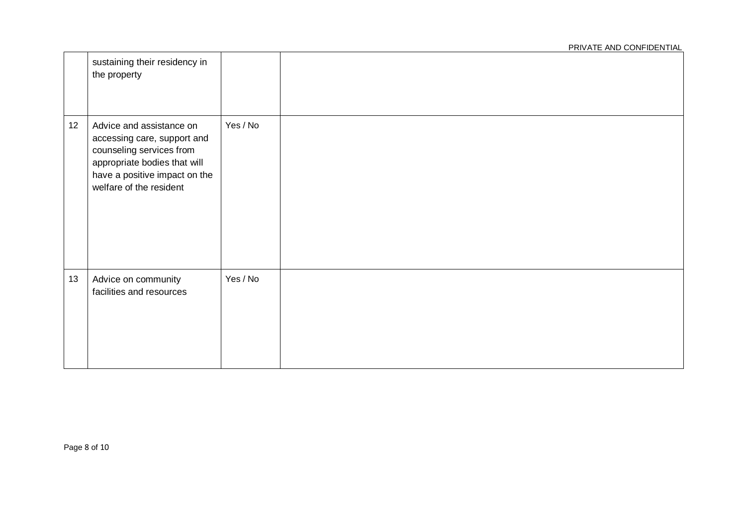| | | | |
|---|---|---|---|
| | sustaining their residency in the property | | |
| 12 | Advice and assistance on accessing care, support and counseling services from appropriate bodies that will have a positive impact on the welfare of the resident | Yes / No | |
| 13 | Advice on community facilities and resources | Yes / No | |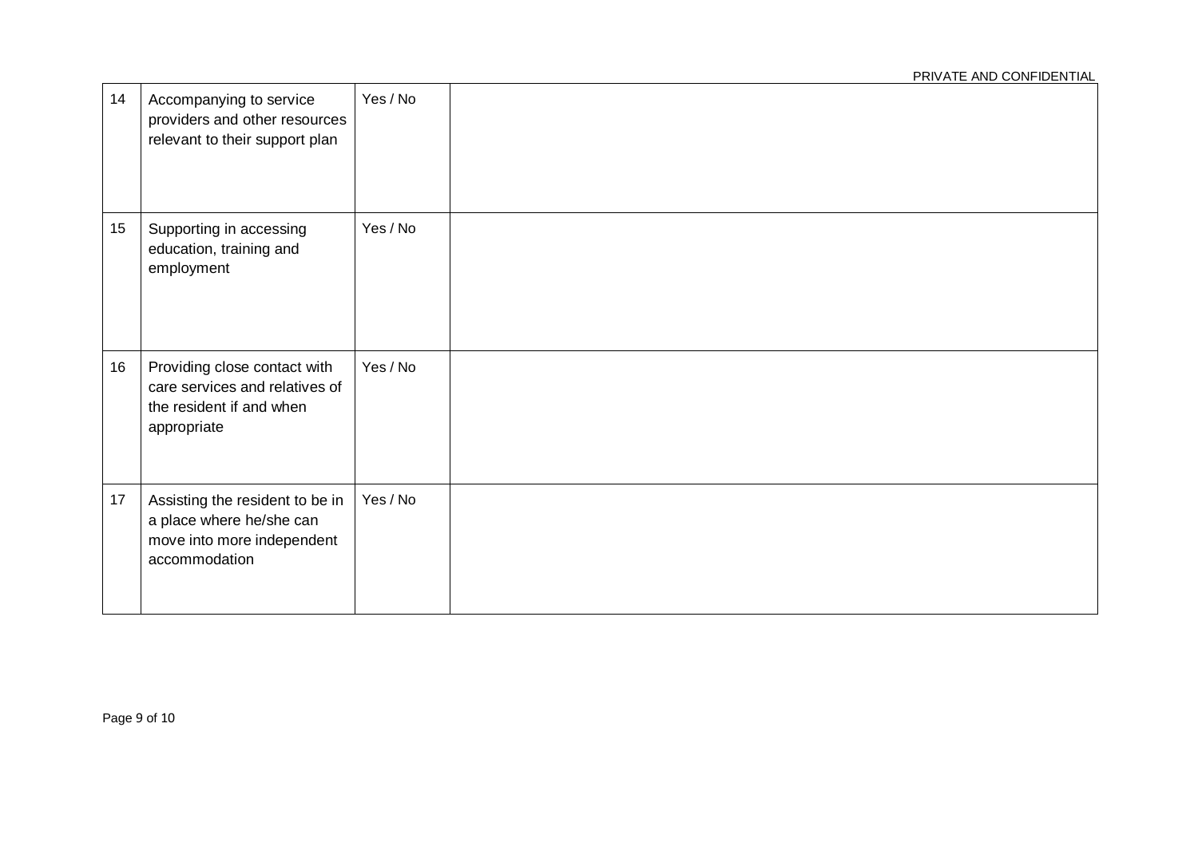| | | | |
|---|---|---|---|
| 14 | Accompanying to service providers and other resources relevant to their support plan | Yes / No | |
| 15 | Supporting in accessing education, training and employment | Yes / No | |
| 16 | Providing close contact with care services and relatives of the resident if and when appropriate | Yes / No | |
| 17 | Assisting the resident to be in a place where he/she can move into more independent accommodation | Yes / No | |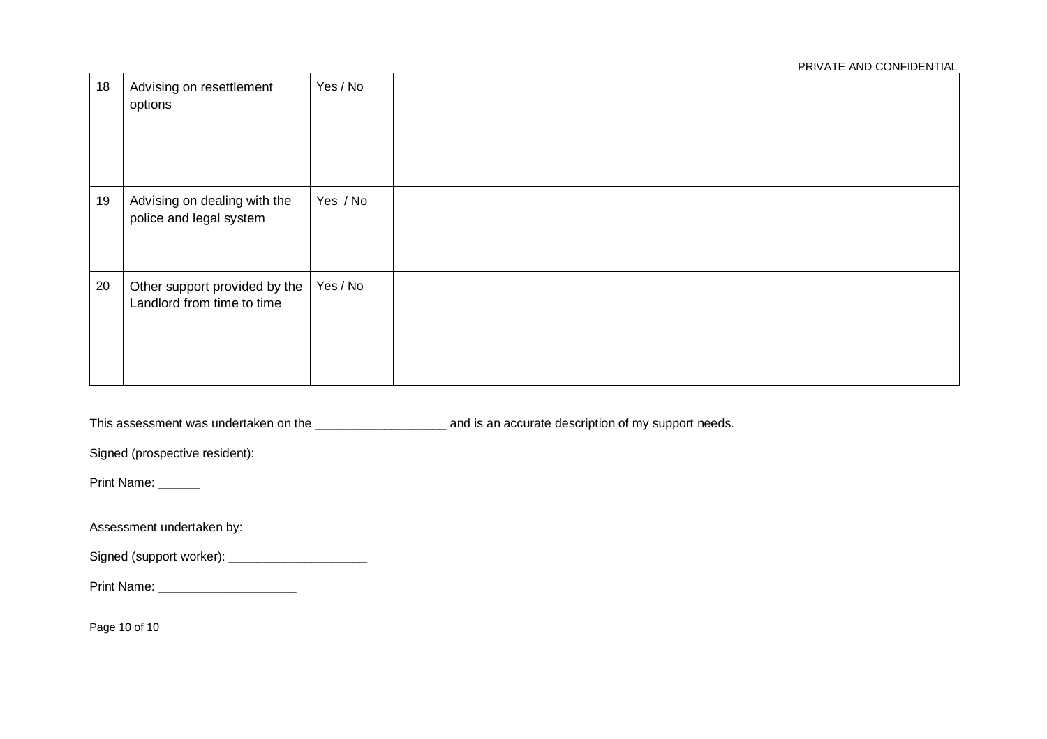| | | | |
|---|---|---|---|
| 18 | Advising on resettlement options | Yes / No | |
| 19 | Advising on dealing with the police and legal system | Yes / No | |
| 20 | Other support provided by the Landlord from time to time | Yes / No | |

This assessment was undertaken on the __________________ and is an accurate description of my support needs.

Signed (prospective resident):

Print Name: ______

Assessment undertaken by:

Signed (support worker): ___________________

Print Name: ___________________